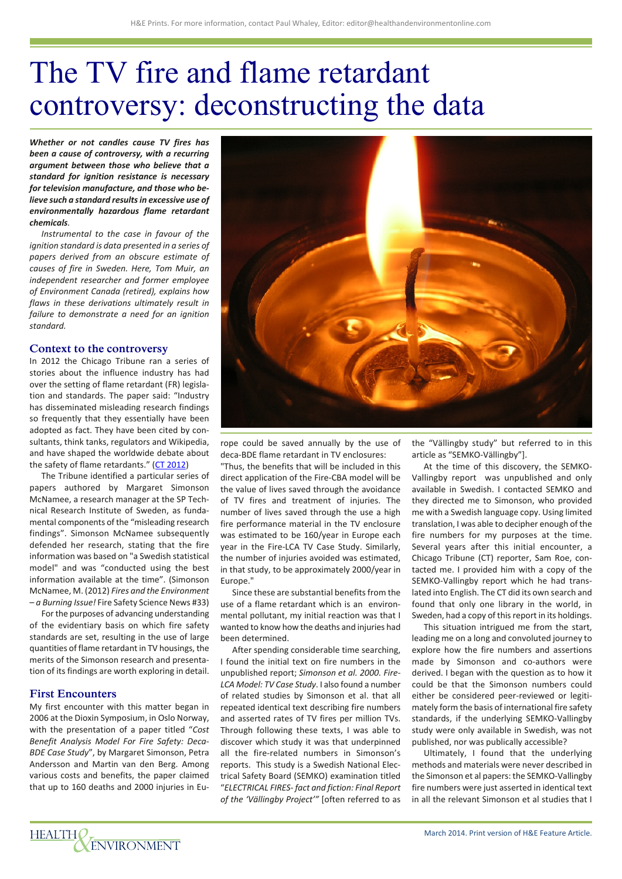# The TV fire and flame retardant controversy: deconstructing the data

***Whether or not candles cause TV fires has been a cause of controversy, with a recurring argument between those who believe that a standard for ignition resistance is necessary for television manufacture, and those who believe such a standard results in excessive use of environmentally hazardous flame retardant chemicals.***

*Instrumental to the case in favour of the ignition standard is data presented in a series of papers derived from an obscure estimate of causes of fire in Sweden. Here, Tom Muir, an independent researcher and former employee of Environment Canada (retired), explains how flaws in these derivations ultimately result in failure to demonstrate a need for an ignition standard.*

## Context to the controversy

In 2012 the Chicago Tribune ran a series of stories about the influence industry has had over the setting of flame retardant (FR) legislation and standards. The paper said: "Industry has disseminated misleading research findings so frequently that they essentially have been adopted as fact. They have been cited by consultants, think tanks, regulators and Wikipedia, and have shaped the worldwide debate about the safety of flame retardants." (CT 2012)

The Tribune identified a particular series of papers authored by Margaret Simonson McNamee, a research manager at the SP Technical Research Institute of Sweden, as fundamental components of the "misleading research findings". Simonson McNamee subsequently defended her research, stating that the fire information was based on "a Swedish statistical model" and was "conducted using the best information available at the time". (Simonson McNamee, M. (2012) *Fires and the Environment – a Burning Issue!* Fire Safety Science News #33)

For the purposes of advancing understanding of the evidentiary basis on which fire safety standards are set, resulting in the use of large quantities of flame retardant in TV housings, the merits of the Simonson research and presentation of its findings are worth exploring in detail.

## First Encounters

My first encounter with this matter began in 2006 at the Dioxin Symposium, in Oslo Norway, with the presentation of a paper titled "*Cost Benefit Analysis Model For Fire Safety: Deca-BDE Case Study*", by Margaret Simonson, Petra Andersson and Martin van den Berg. Among various costs and benefits, the paper claimed that up to 160 deaths and 2000 injuries in Europe could be saved annually by the use of deca-BDE flame retardant in TV enclosures:

"Thus, the benefits that will be included in this direct application of the Fire-CBA model will be the value of lives saved through the avoidance of TV fires and treatment of injuries. The number of lives saved through the use a high fire performance material in the TV enclosure was estimated to be 160/year in Europe each year in the Fire-LCA TV Case Study. Similarly, the number of injuries avoided was estimated, in that study, to be approximately 2000/year in Europe."

Since these are substantial benefits from the use of a flame retardant which is an environmental pollutant, my initial reaction was that I wanted to know how the deaths and injuries had been determined.

After spending considerable time searching, I found the initial text on fire numbers in the unpublished report; *Simonson et al. 2000. Fire-LCA Model: TV Case Study*. I also found a number of related studies by Simonson et al. that all repeated identical text describing fire numbers and asserted rates of TV fires per million TVs. Through following these texts, I was able to discover which study it was that underpinned all the fire-related numbers in Simonson's reports. This study is a Swedish National Electrical Safety Board (SEMKO) examination titled "*ELECTRICAL FIRES- fact and fiction: Final Report of the 'Vällingby Project'*" [often referred to as the "Vällingby study" but referred to in this article as "SEMKO-Vällingby"].

At the time of this discovery, the SEMKO-Vallingby report was unpublished and only available in Swedish. I contacted SEMKO and they directed me to Simonson, who provided me with a Swedish language copy. Using limited translation, I was able to decipher enough of the fire numbers for my purposes at the time. Several years after this initial encounter, a Chicago Tribune (CT) reporter, Sam Roe, contacted me. I provided him with a copy of the SEMKO-Vallingby report which he had translated into English. The CT did its own search and found that only one library in the world, in Sweden, had a copy of this report in its holdings.

This situation intrigued me from the start, leading me on a long and convoluted journey to explore how the fire numbers and assertions made by Simonson and co-authors were derived. I began with the question as to how it could be that the Simonson numbers could either be considered peer-reviewed or legitimately form the basis of international fire safety standards, if the underlying SEMKO-Vallingby study were only available in Swedish, was not published, nor was publically accessible?

Ultimately, I found that the underlying methods and materials were never described in the Simonson et al papers: the SEMKO-Vallingby fire numbers were just asserted in identical text in all the relevant Simonson et al studies that I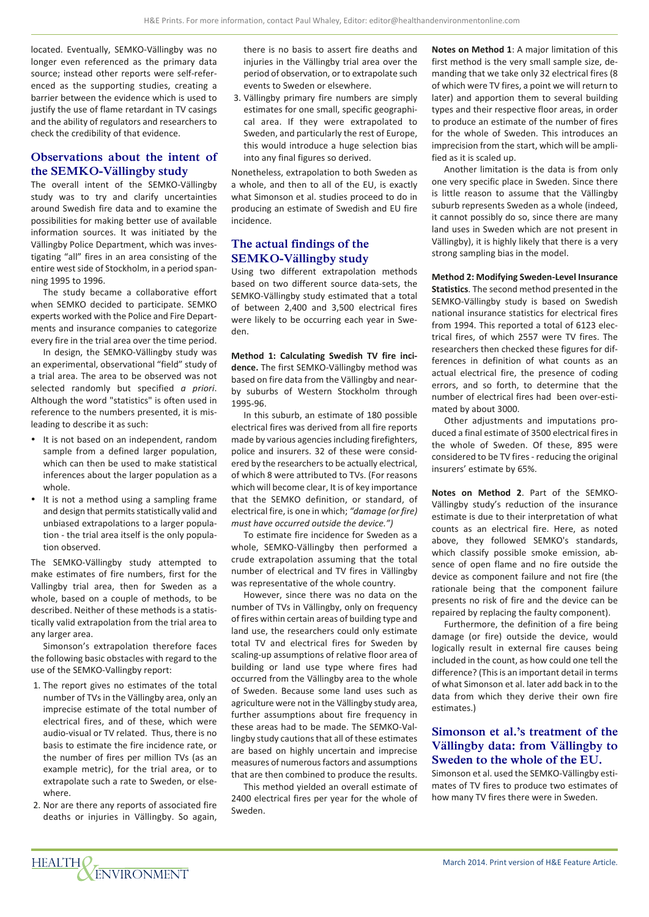located. Eventually, SEMKO-Vällingby was no longer even referenced as the primary data source; instead other reports were self-referenced as the supporting studies, creating a barrier between the evidence which is used to justify the use of flame retardant in TV casings and the ability of regulators and researchers to check the credibility of that evidence.

## Observations about the intent of the SEMKO-Vällingby study

The overall intent of the SEMKO-Vällingby study was to try and clarify uncertainties around Swedish fire data and to examine the possibilities for making better use of available information sources. It was initiated by the Vällingby Police Department, which was investigating "all" fires in an area consisting of the entire west side of Stockholm, in a period spanning 1995 to 1996.

The study became a collaborative effort when SEMKO decided to participate. SEMKO experts worked with the Police and Fire Departments and insurance companies to categorize every fire in the trial area over the time period.

In design, the SEMKO-Vällingby study was an experimental, observational "field" study of a trial area. The area to be observed was not selected randomly but specified *a priori*. Although the word "statistics" is often used in reference to the numbers presented, it is misleading to describe it as such:

- It is not based on an independent, random sample from a defined larger population, which can then be used to make statistical inferences about the larger population as a whole.
- It is not a method using a sampling frame and design that permits statistically valid and unbiased extrapolations to a larger population - the trial area itself is the only population observed.

The SEMKO-Vällingby study attempted to make estimates of fire numbers, first for the Vallingby trial area, then for Sweden as a whole, based on a couple of methods, to be described. Neither of these methods is a statistically valid extrapolation from the trial area to any larger area.

Simonson's extrapolation therefore faces the following basic obstacles with regard to the use of the SEMKO-Vallingby report:

1. The report gives no estimates of the total number of TVs in the Vällingby area, only an imprecise estimate of the total number of electrical fires, and of these, which were audio-visual or TV related. Thus, there is no basis to estimate the fire incidence rate, or the number of fires per million TVs (as an example metric), for the trial area, or to extrapolate such a rate to Sweden, or elsewhere.
2. Nor are there any reports of associated fire deaths or injuries in Vällingby. So again, there is no basis to assert fire deaths and injuries in the Vällingby trial area over the period of observation, or to extrapolate such events to Sweden or elsewhere.
3. Vällingby primary fire numbers are simply estimates for one small, specific geographical area. If they were extrapolated to Sweden, and particularly the rest of Europe, this would introduce a huge selection bias into any final figures so derived.

Nonetheless, extrapolation to both Sweden as a whole, and then to all of the EU, is exactly what Simonson et al. studies proceed to do in producing an estimate of Swedish and EU fire incidence.

## The actual findings of the SEMKO-Vällingby study

Using two different extrapolation methods based on two different source data-sets, the SEMKO-Vällingby study estimated that a total of between 2,400 and 3,500 electrical fires were likely to be occurring each year in Sweden.

**Method 1: Calculating Swedish TV fire incidence.** The first SEMKO-Vällingby method was based on fire data from the Vällingby and nearby suburbs of Western Stockholm through 1995-96.

In this suburb, an estimate of 180 possible electrical fires was derived from all fire reports made by various agencies including firefighters, police and insurers. 32 of these were considered by the researchers to be actually electrical, of which 8 were attributed to TVs. (For reasons which will become clear, It is of key importance that the SEMKO definition, or standard, of electrical fire, is one in which; *"damage (or fire) must have occurred outside the device.")*

To estimate fire incidence for Sweden as a whole, SEMKO-Vällingby then performed a crude extrapolation assuming that the total number of electrical and TV fires in Vällingby was representative of the whole country.

However, since there was no data on the number of TVs in Vällingby, only on frequency of fires within certain areas of building type and land use, the researchers could only estimate total TV and electrical fires for Sweden by scaling-up assumptions of relative floor area of building or land use type where fires had occurred from the Vällingby area to the whole of Sweden. Because some land uses such as agriculture were not in the Vällingby study area, further assumptions about fire frequency in these areas had to be made. The SEMKO-Vallingby study cautions that all of these estimates are based on highly uncertain and imprecise measures of numerous factors and assumptions that are then combined to produce the results.

This method yielded an overall estimate of 2400 electrical fires per year for the whole of Sweden.

**Notes on Method 1**: A major limitation of this first method is the very small sample size, demanding that we take only 32 electrical fires (8 of which were TV fires, a point we will return to later) and apportion them to several building types and their respective floor areas, in order to produce an estimate of the number of fires for the whole of Sweden. This introduces an imprecision from the start, which will be amplified as it is scaled up.

Another limitation is the data is from only one very specific place in Sweden. Since there is little reason to assume that the Vällingby suburb represents Sweden as a whole (indeed, it cannot possibly do so, since there are many land uses in Sweden which are not present in Vällingby), it is highly likely that there is a very strong sampling bias in the model.

**Method 2: Modifying Sweden-Level Insurance Statistics**. The second method presented in the SEMKO-Vällingby study is based on Swedish national insurance statistics for electrical fires from 1994. This reported a total of 6123 electrical fires, of which 2557 were TV fires. The researchers then checked these figures for differences in definition of what counts as an actual electrical fire, the presence of coding errors, and so forth, to determine that the number of electrical fires had been over-estimated by about 3000.

Other adjustments and imputations produced a final estimate of 3500 electrical fires in the whole of Sweden. Of these, 895 were considered to be TV fires - reducing the original insurers' estimate by 65%.

**Notes on Method 2**. Part of the SEMKO-Vällingby study's reduction of the insurance estimate is due to their interpretation of what counts as an electrical fire. Here, as noted above, they followed SEMKO's standards, which classify possible smoke emission, absence of open flame and no fire outside the device as component failure and not fire (the rationale being that the component failure presents no risk of fire and the device can be repaired by replacing the faulty component).

Furthermore, the definition of a fire being damage (or fire) outside the device, would logically result in external fire causes being included in the count, as how could one tell the difference? (This is an important detail in terms of what Simonson et al. later add back in to the data from which they derive their own fire estimates.)

## Simonson et al.'s treatment of the Vällingby data: from Vällingby to Sweden to the whole of the EU.

Simonson et al. used the SEMKO-Vällingby estimates of TV fires to produce two estimates of how many TV fires there were in Sweden.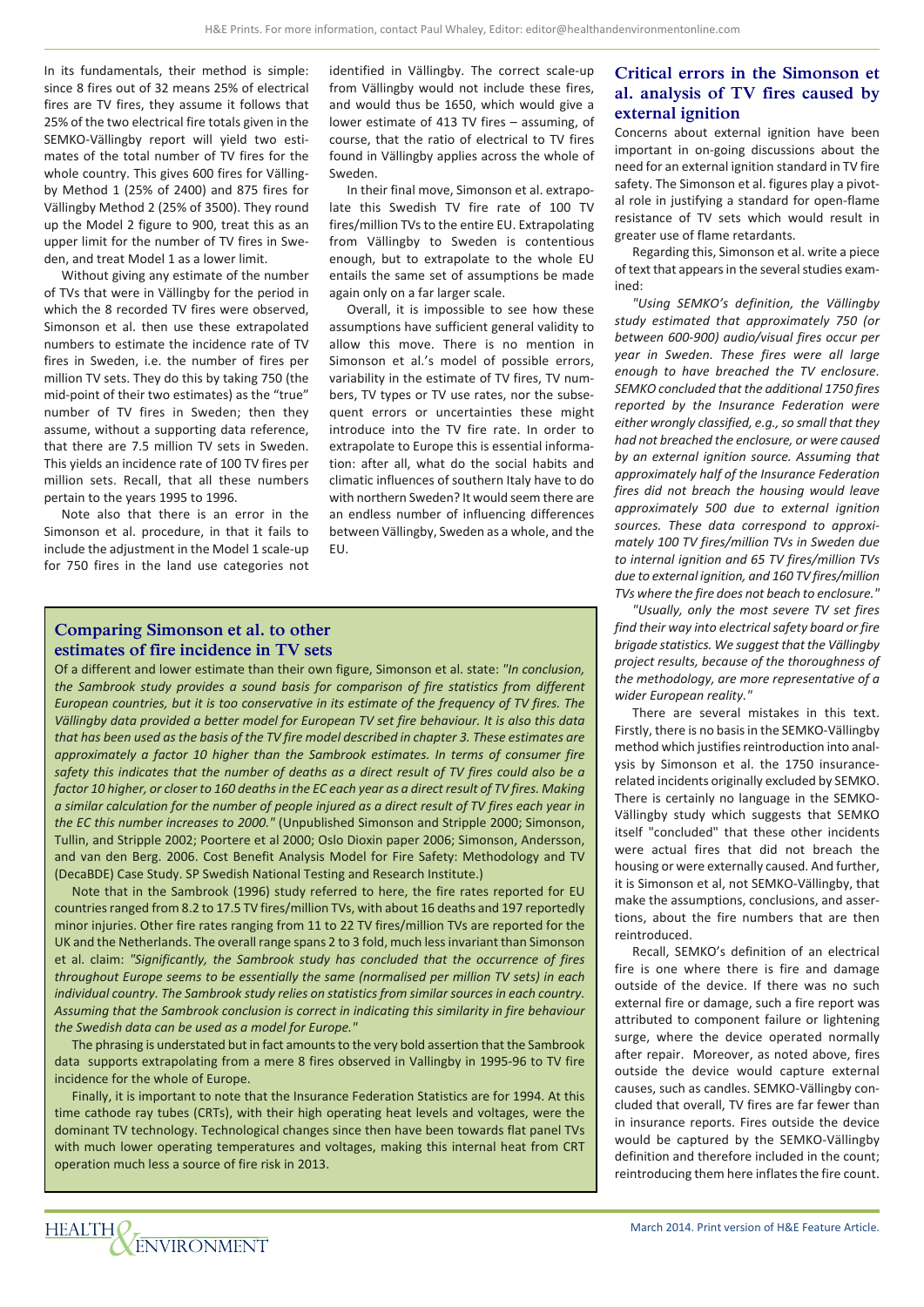In its fundamentals, their method is simple: since 8 fires out of 32 means 25% of electrical fires are TV fires, they assume it follows that 25% of the two electrical fire totals given in the SEMKO-Vällingby report will yield two estimates of the total number of TV fires for the whole country. This gives 600 fires for Vällingby Method 1 (25% of 2400) and 875 fires for Vällingby Method 2 (25% of 3500). They round up the Model 2 figure to 900, treat this as an upper limit for the number of TV fires in Sweden, and treat Model 1 as a lower limit.

Without giving any estimate of the number of TVs that were in Vällingby for the period in which the 8 recorded TV fires were observed, Simonson et al. then use these extrapolated numbers to estimate the incidence rate of TV fires in Sweden, i.e. the number of fires per million TV sets. They do this by taking 750 (the mid-point of their two estimates) as the "true" number of TV fires in Sweden; then they assume, without a supporting data reference, that there are 7.5 million TV sets in Sweden. This yields an incidence rate of 100 TV fires per million sets. Recall, that all these numbers pertain to the years 1995 to 1996.

Note also that there is an error in the Simonson et al. procedure, in that it fails to include the adjustment in the Model 1 scale-up for 750 fires in the land use categories not identified in Vällingby. The correct scale-up from Vällingby would not include these fires, and would thus be 1650, which would give a lower estimate of 413 TV fires – assuming, of course, that the ratio of electrical to TV fires found in Vällingby applies across the whole of Sweden.

In their final move, Simonson et al. extrapolate this Swedish TV fire rate of 100 TV fires/million TVs to the entire EU. Extrapolating from Vällingby to Sweden is contentious enough, but to extrapolate to the whole EU entails the same set of assumptions be made again only on a far larger scale.

Overall, it is impossible to see how these assumptions have sufficient general validity to allow this move. There is no mention in Simonson et al.'s model of possible errors, variability in the estimate of TV fires, TV numbers, TV types or TV use rates, nor the subsequent errors or uncertainties these might introduce into the TV fire rate. In order to extrapolate to Europe this is essential information: after all, what do the social habits and climatic influences of southern Italy have to do with northern Sweden? It would seem there are an endless number of influencing differences between Vällingby, Sweden as a whole, and the EU.

## Comparing Simonson et al. to other estimates of fire incidence in TV sets

Of a different and lower estimate than their own figure, Simonson et al. state: *"In conclusion, the Sambrook study provides a sound basis for comparison of fire statistics from different European countries, but it is too conservative in its estimate of the frequency of TV fires. The Vällingby data provided a better model for European TV set fire behaviour. It is also this data that has been used as the basis of the TV fire model described in chapter 3. These estimates are approximately a factor 10 higher than the Sambrook estimates. In terms of consumer fire safety this indicates that the number of deaths as a direct result of TV fires could also be a factor 10 higher, or closer to 160 deaths in the EC each year as a direct result of TV fires. Making a similar calculation for the number of people injured as a direct result of TV fires each year in the EC this number increases to 2000."* (Unpublished Simonson and Stripple 2000; Simonson, Tullin, and Stripple 2002; Poortere et al 2000; Oslo Dioxin paper 2006; Simonson, Andersson, and van den Berg. 2006. Cost Benefit Analysis Model for Fire Safety: Methodology and TV (DecaBDE) Case Study. SP Swedish National Testing and Research Institute.)

Note that in the Sambrook (1996) study referred to here, the fire rates reported for EU countries ranged from 8.2 to 17.5 TV fires/million TVs, with about 16 deaths and 197 reportedly minor injuries. Other fire rates ranging from 11 to 22 TV fires/million TVs are reported for the UK and the Netherlands. The overall range spans 2 to 3 fold, much less invariant than Simonson et al. claim: *"Significantly, the Sambrook study has concluded that the occurrence of fires throughout Europe seems to be essentially the same (normalised per million TV sets) in each individual country. The Sambrook study relies on statistics from similar sources in each country. Assuming that the Sambrook conclusion is correct in indicating this similarity in fire behaviour the Swedish data can be used as a model for Europe."*

The phrasing is understated but in fact amounts to the very bold assertion that the Sambrook data supports extrapolating from a mere 8 fires observed in Vallingby in 1995-96 to TV fire incidence for the whole of Europe.

Finally, it is important to note that the Insurance Federation Statistics are for 1994. At this time cathode ray tubes (CRTs), with their high operating heat levels and voltages, were the dominant TV technology. Technological changes since then have been towards flat panel TVs with much lower operating temperatures and voltages, making this internal heat from CRT operation much less a source of fire risk in 2013.

## Critical errors in the Simonson et al. analysis of TV fires caused by external ignition

Concerns about external ignition have been important in on-going discussions about the need for an external ignition standard in TV fire safety. The Simonson et al. figures play a pivotal role in justifying a standard for open-flame resistance of TV sets which would result in greater use of flame retardants.

Regarding this, Simonson et al. write a piece of text that appears in the several studies examined:

*"Using SEMKO's definition, the Vällingby study estimated that approximately 750 (or between 600-900) audio/visual fires occur per year in Sweden. These fires were all large enough to have breached the TV enclosure. SEMKO concluded that the additional 1750 fires reported by the Insurance Federation were either wrongly classified, e.g., so small that they had not breached the enclosure, or were caused by an external ignition source. Assuming that approximately half of the Insurance Federation fires did not breach the housing would leave approximately 500 due to external ignition sources. These data correspond to approximately 100 TV fires/million TVs in Sweden due to internal ignition and 65 TV fires/million TVs due to external ignition, and 160 TV fires/million TVs where the fire does not beach to enclosure."*

*"Usually, only the most severe TV set fires find their way into electrical safety board or fire brigade statistics. We suggest that the Vällingby project results, because of the thoroughness of the methodology, are more representative of a wider European reality."*

There are several mistakes in this text. Firstly, there is no basis in the SEMKO-Vällingby method which justifies reintroduction into analysis by Simonson et al. the 1750 insurance-related incidents originally excluded by SEMKO. There is certainly no language in the SEMKO-Vällingby study which suggests that SEMKO itself "concluded" that these other incidents were actual fires that did not breach the housing or were externally caused. And further, it is Simonson et al, not SEMKO-Vällingby, that make the assumptions, conclusions, and assertions, about the fire numbers that are then reintroduced.

Recall, SEMKO's definition of an electrical fire is one where there is fire and damage outside of the device. If there was no such external fire or damage, such a fire report was attributed to component failure or lightening surge, where the device operated normally after repair. Moreover, as noted above, fires outside the device would capture external causes, such as candles. SEMKO-Vällingby concluded that overall, TV fires are far fewer than in insurance reports. Fires outside the device would be captured by the SEMKO-Vällingby definition and therefore included in the count; reintroducing them here inflates the fire count.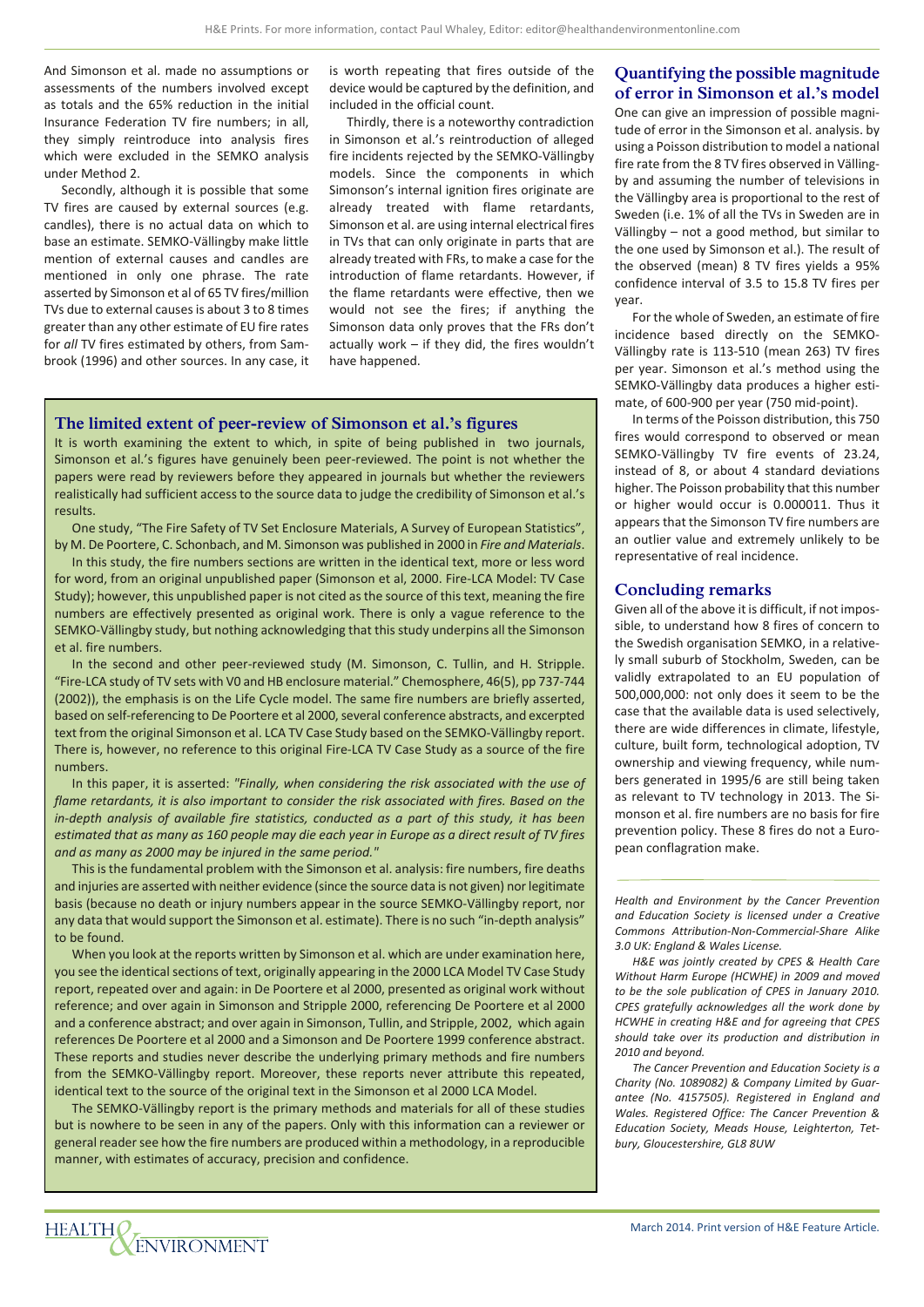And Simonson et al. made no assumptions or assessments of the numbers involved except as totals and the 65% reduction in the initial Insurance Federation TV fire numbers; in all, they simply reintroduce into analysis fires which were excluded in the SEMKO analysis under Method 2.

Secondly, although it is possible that some TV fires are caused by external sources (e.g. candles), there is no actual data on which to base an estimate. SEMKO-Vällingby make little mention of external causes and candles are mentioned in only one phrase. The rate asserted by Simonson et al of 65 TV fires/million TVs due to external causes is about 3 to 8 times greater than any other estimate of EU fire rates for *all* TV fires estimated by others, from Sambrook (1996) and other sources. In any case, it is worth repeating that fires outside of the device would be captured by the definition, and included in the official count.

Thirdly, there is a noteworthy contradiction in Simonson et al.'s reintroduction of alleged fire incidents rejected by the SEMKO-Vällingby models. Since the components in which Simonson's internal ignition fires originate are already treated with flame retardants, Simonson et al. are using internal electrical fires in TVs that can only originate in parts that are already treated with FRs, to make a case for the introduction of flame retardants. However, if the flame retardants were effective, then we would not see the fires; if anything the Simonson data only proves that the FRs don't actually work – if they did, the fires wouldn't have happened.

### The limited extent of peer-review of Simonson et al.'s figures

It is worth examining the extent to which, in spite of being published in two journals, Simonson et al.'s figures have genuinely been peer-reviewed. The point is not whether the papers were read by reviewers before they appeared in journals but whether the reviewers realistically had sufficient access to the source data to judge the credibility of Simonson et al.'s results.

One study, "The Fire Safety of TV Set Enclosure Materials, A Survey of European Statistics", by M. De Poortere, C. Schonbach, and M. Simonson was published in 2000 in *Fire and Materials*.

In this study, the fire numbers sections are written in the identical text, more or less word for word, from an original unpublished paper (Simonson et al, 2000. Fire-LCA Model: TV Case Study); however, this unpublished paper is not cited as the source of this text, meaning the fire numbers are effectively presented as original work. There is only a vague reference to the SEMKO-Vällingby study, but nothing acknowledging that this study underpins all the Simonson et al. fire numbers.

In the second and other peer-reviewed study (M. Simonson, C. Tullin, and H. Stripple. "Fire-LCA study of TV sets with V0 and HB enclosure material." Chemosphere, 46(5), pp 737-744 (2002)), the emphasis is on the Life Cycle model. The same fire numbers are briefly asserted, based on self-referencing to De Poortere et al 2000, several conference abstracts, and excerpted text from the original Simonson et al. LCA TV Case Study based on the SEMKO-Vällingby report. There is, however, no reference to this original Fire-LCA TV Case Study as a source of the fire numbers.

In this paper, it is asserted: *"Finally, when considering the risk associated with the use of flame retardants, it is also important to consider the risk associated with fires. Based on the in-depth analysis of available fire statistics, conducted as a part of this study, it has been estimated that as many as 160 people may die each year in Europe as a direct result of TV fires and as many as 2000 may be injured in the same period."*

This is the fundamental problem with the Simonson et al. analysis: fire numbers, fire deaths and injuries are asserted with neither evidence (since the source data is not given) nor legitimate basis (because no death or injury numbers appear in the source SEMKO-Vällingby report, nor any data that would support the Simonson et al. estimate). There is no such "in-depth analysis" to be found.

When you look at the reports written by Simonson et al. which are under examination here, you see the identical sections of text, originally appearing in the 2000 LCA Model TV Case Study report, repeated over and again: in De Poortere et al 2000, presented as original work without reference; and over again in Simonson and Stripple 2000, referencing De Poortere et al 2000 and a conference abstract; and over again in Simonson, Tullin, and Stripple, 2002, which again references De Poortere et al 2000 and a Simonson and De Poortere 1999 conference abstract. These reports and studies never describe the underlying primary methods and fire numbers from the SEMKO-Vällingby report. Moreover, these reports never attribute this repeated, identical text to the source of the original text in the Simonson et al 2000 LCA Model.

The SEMKO-Vällingby report is the primary methods and materials for all of these studies but is nowhere to be seen in any of the papers. Only with this information can a reviewer or general reader see how the fire numbers are produced within a methodology, in a reproducible manner, with estimates of accuracy, precision and confidence.

## Quantifying the possible magnitude of error in Simonson et al.'s model

One can give an impression of possible magnitude of error in the Simonson et al. analysis. by using a Poisson distribution to model a national fire rate from the 8 TV fires observed in Vällingby and assuming the number of televisions in the Vällingby area is proportional to the rest of Sweden (i.e. 1% of all the TVs in Sweden are in Vällingby – not a good method, but similar to the one used by Simonson et al.). The result of the observed (mean) 8 TV fires yields a 95% confidence interval of 3.5 to 15.8 TV fires per year.

For the whole of Sweden, an estimate of fire incidence based directly on the SEMKO-Vällingby rate is 113-510 (mean 263) TV fires per year. Simonson et al.'s method using the SEMKO-Vällingby data produces a higher estimate, of 600-900 per year (750 mid-point).

In terms of the Poisson distribution, this 750 fires would correspond to observed or mean SEMKO-Vällingby TV fire events of 23.24, instead of 8, or about 4 standard deviations higher. The Poisson probability that this number or higher would occur is 0.000011. Thus it appears that the Simonson TV fire numbers are an outlier value and extremely unlikely to be representative of real incidence.

## Concluding remarks

Given all of the above it is difficult, if not impossible, to understand how 8 fires of concern to the Swedish organisation SEMKO, in a relatively small suburb of Stockholm, Sweden, can be validly extrapolated to an EU population of 500,000,000: not only does it seem to be the case that the available data is used selectively, there are wide differences in climate, lifestyle, culture, built form, technological adoption, TV ownership and viewing frequency, while numbers generated in 1995/6 are still being taken as relevant to TV technology in 2013. The Simonson et al. fire numbers are no basis for fire prevention policy. These 8 fires do not a European conflagration make.

---

*Health and Environment by the Cancer Prevention and Education Society is licensed under a Creative Commons Attribution-Non-Commercial-Share Alike 3.0 UK: England & Wales License.*

*H&E was jointly created by CPES & Health Care Without Harm Europe (HCWHE) in 2009 and moved to be the sole publication of CPES in January 2010. CPES gratefully acknowledges all the work done by HCWHE in creating H&E and for agreeing that CPES should take over its production and distribution in 2010 and beyond.*

*The Cancer Prevention and Education Society is a Charity (No. 1089082) & Company Limited by Guarantee (No. 4157505). Registered in England and Wales. Registered Office: The Cancer Prevention & Education Society, Meads House, Leighterton, Tetbury, Gloucestershire, GL8 8UW*